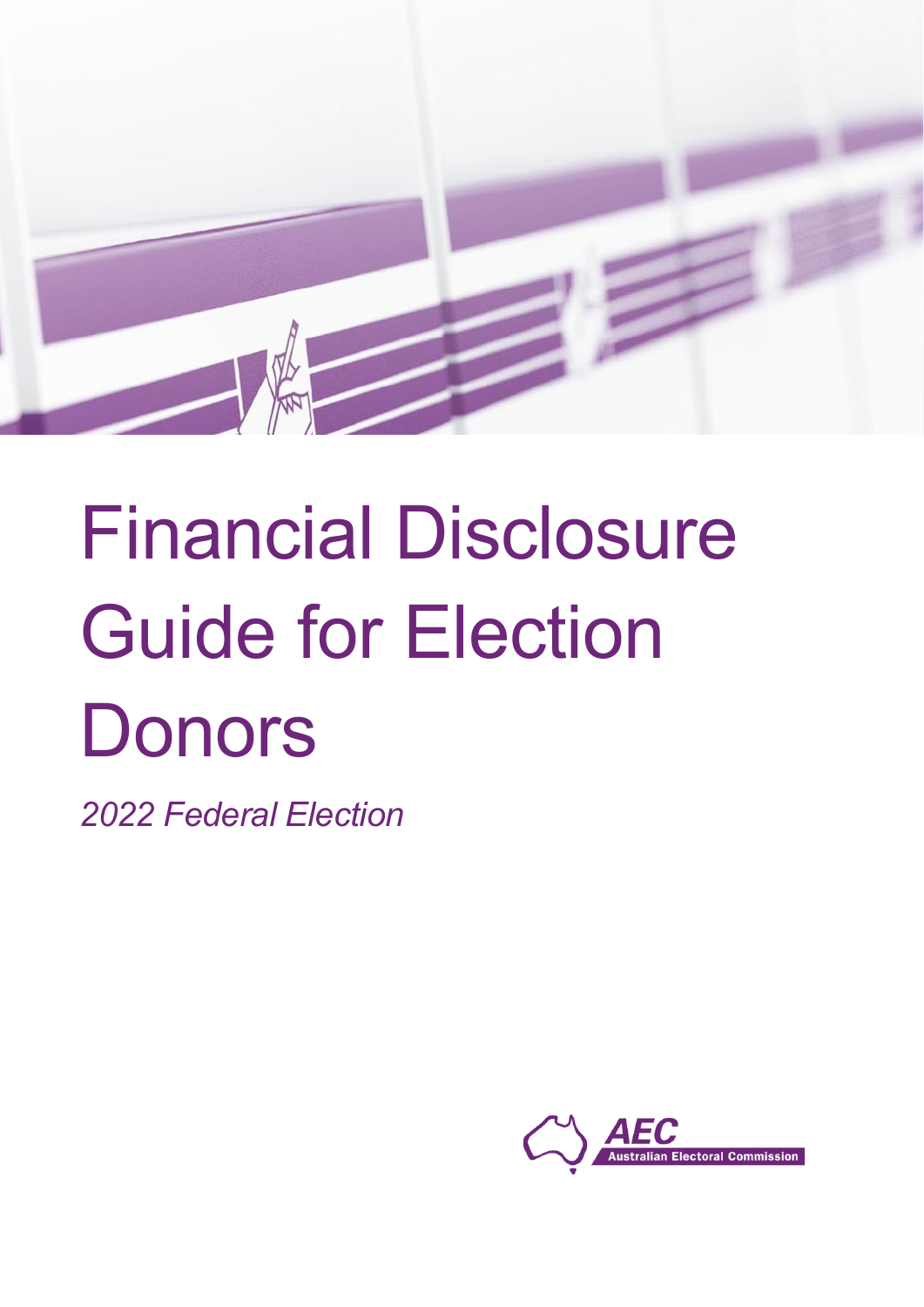# Financial Disclosure Guide for Election Donors

*2022 Federal Election*

AEC Australian Electoral Commission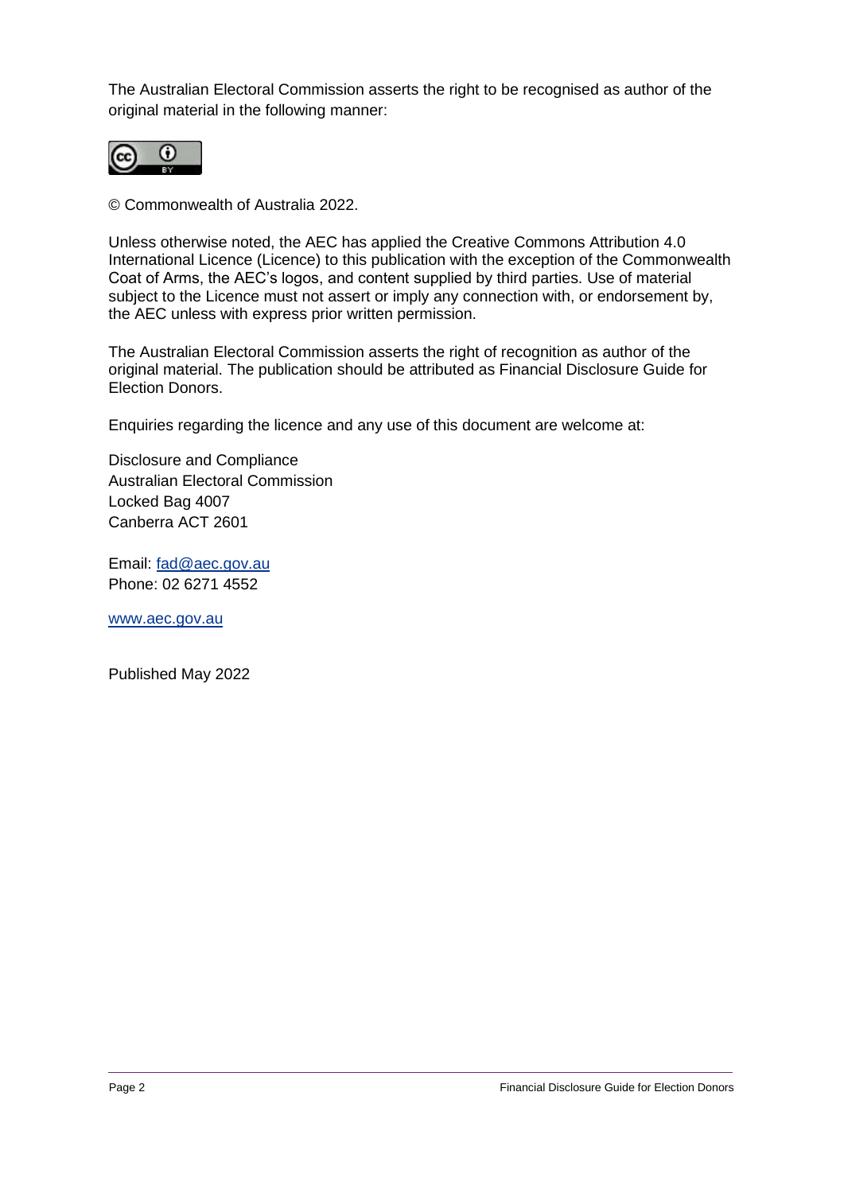The Australian Electoral Commission asserts the right to be recognised as author of the original material in the following manner:

© Commonwealth of Australia 2022.

Unless otherwise noted, the AEC has applied the Creative Commons Attribution 4.0 International Licence (Licence) to this publication with the exception of the Commonwealth Coat of Arms, the AEC's logos, and content supplied by third parties. Use of material subject to the Licence must not assert or imply any connection with, or endorsement by, the AEC unless with express prior written permission.

The Australian Electoral Commission asserts the right of recognition as author of the original material. The publication should be attributed as Financial Disclosure Guide for Election Donors.

Enquiries regarding the licence and any use of this document are welcome at:

Disclosure and Compliance
Australian Electoral Commission
Locked Bag 4007
Canberra ACT 2601

Email: fad@aec.gov.au
Phone: 02 6271 4552

www.aec.gov.au

Published May 2022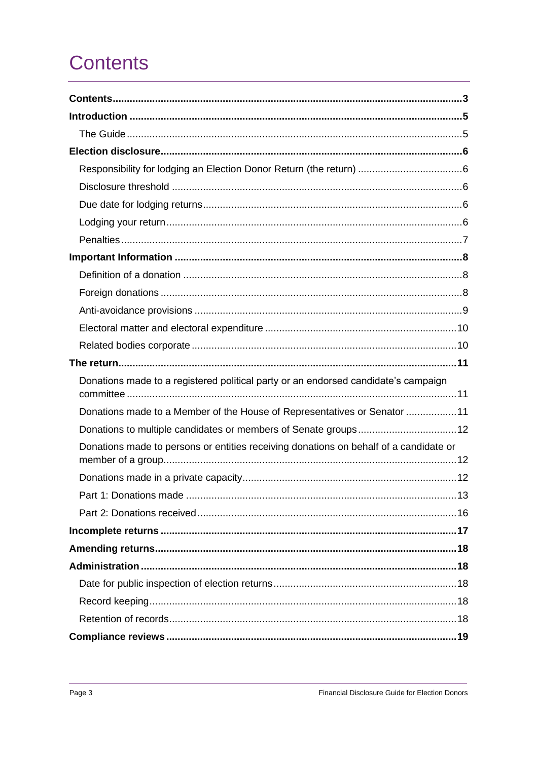# Contents

**Contents** ..... **3**

**Introduction** ..... **5**

- The Guide ..... 5

**Election disclosure** ..... **6**

- Responsibility for lodging an Election Donor Return (the return) ..... 6
- Disclosure threshold ..... 6
- Due date for lodging returns ..... 6
- Lodging your return ..... 6
- Penalties ..... 7

**Important Information** ..... **8**

- Definition of a donation ..... 8
- Foreign donations ..... 8
- Anti-avoidance provisions ..... 9
- Electoral matter and electoral expenditure ..... 10
- Related bodies corporate ..... 10

**The return** ..... **11**

- Donations made to a registered political party or an endorsed candidate's campaign committee ..... 11
- Donations made to a Member of the House of Representatives or Senator ..... 11
- Donations to multiple candidates or members of Senate groups ..... 12
- Donations made to persons or entities receiving donations on behalf of a candidate or member of a group ..... 12
- Donations made in a private capacity ..... 12
- Part 1: Donations made ..... 13
- Part 2: Donations received ..... 16

**Incomplete returns** ..... **17**

**Amending returns** ..... **18**

**Administration** ..... **18**

- Date for public inspection of election returns ..... 18
- Record keeping ..... 18
- Retention of records ..... 18

**Compliance reviews** ..... **19**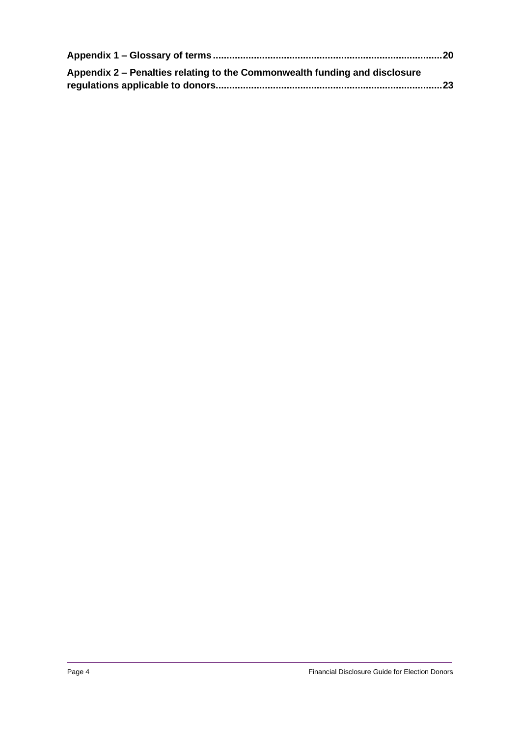**Appendix 1 – Glossary of terms....................................................................................20**

**Appendix 2 – Penalties relating to the Commonwealth funding and disclosure regulations applicable to donors...................................................................................23**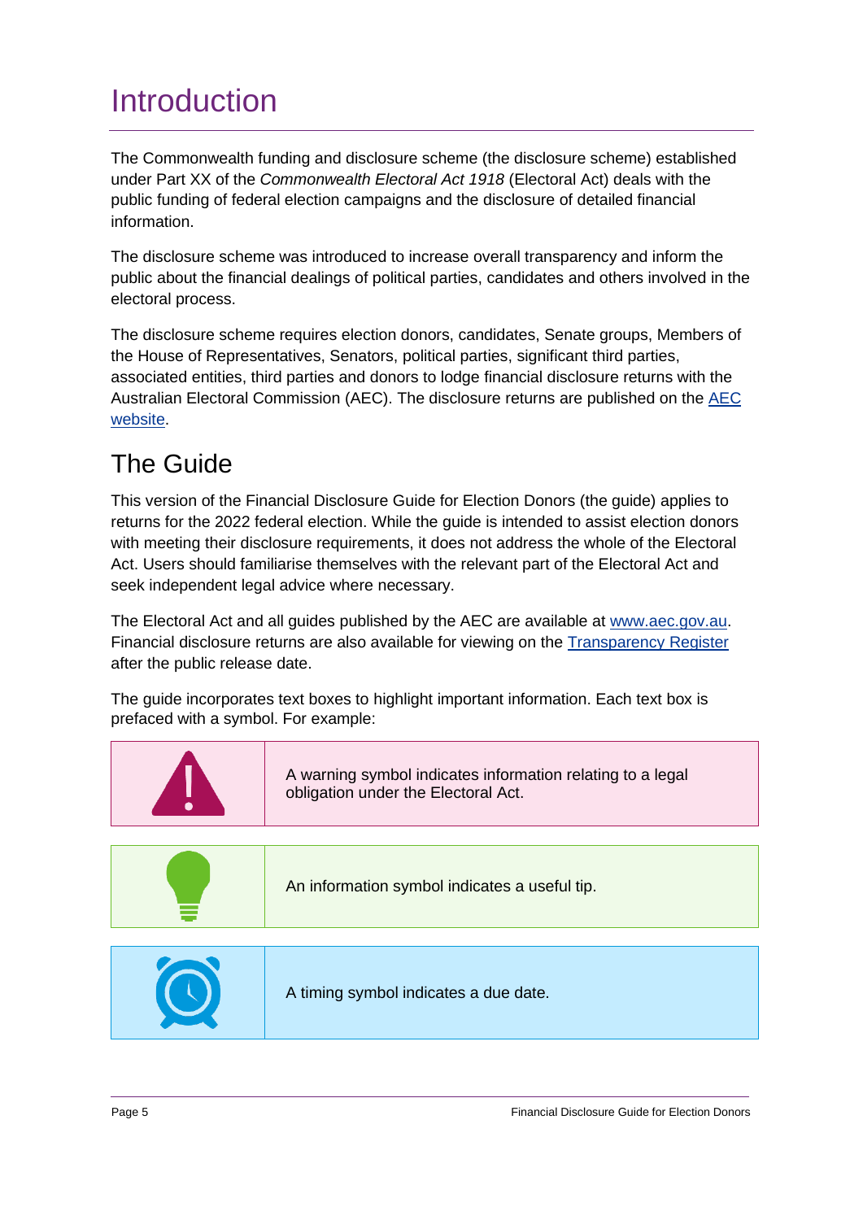# Introduction

The Commonwealth funding and disclosure scheme (the disclosure scheme) established under Part XX of the *Commonwealth Electoral Act 1918* (Electoral Act) deals with the public funding of federal election campaigns and the disclosure of detailed financial information.

The disclosure scheme was introduced to increase overall transparency and inform the public about the financial dealings of political parties, candidates and others involved in the electoral process.

The disclosure scheme requires election donors, candidates, Senate groups, Members of the House of Representatives, Senators, political parties, significant third parties, associated entities, third parties and donors to lodge financial disclosure returns with the Australian Electoral Commission (AEC). The disclosure returns are published on the AEC website.

## The Guide

This version of the Financial Disclosure Guide for Election Donors (the guide) applies to returns for the 2022 federal election. While the guide is intended to assist election donors with meeting their disclosure requirements, it does not address the whole of the Electoral Act. Users should familiarise themselves with the relevant part of the Electoral Act and seek independent legal advice where necessary.

The Electoral Act and all guides published by the AEC are available at www.aec.gov.au. Financial disclosure returns are also available for viewing on the Transparency Register after the public release date.

The guide incorporates text boxes to highlight important information. Each text box is prefaced with a symbol. For example:

| | |
|---|---|
| ⚠ | A warning symbol indicates information relating to a legal obligation under the Electoral Act. |

| | |
|---|---|
| 💡 | An information symbol indicates a useful tip. |

| | |
|---|---|
| ⏰ | A timing symbol indicates a due date. |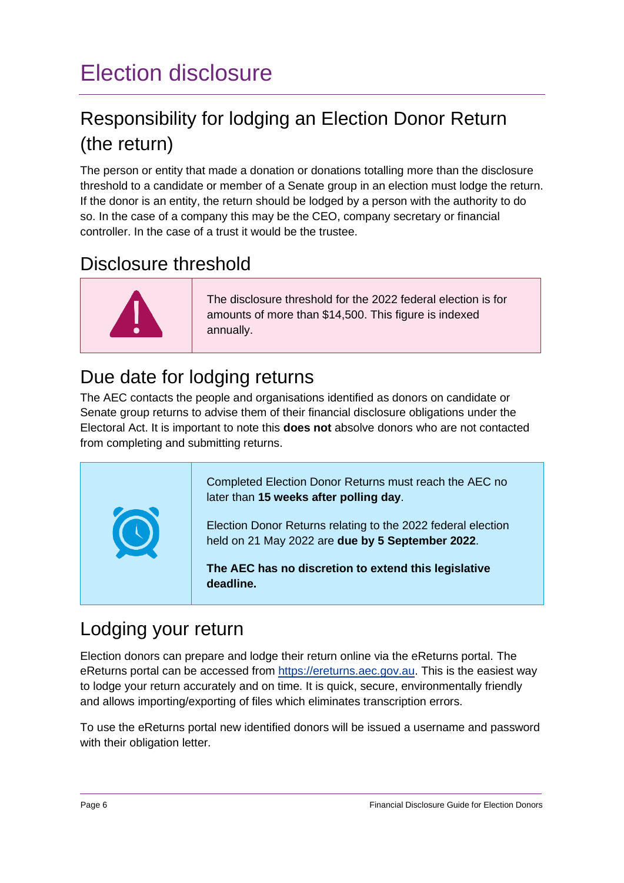# Election disclosure

## Responsibility for lodging an Election Donor Return (the return)

The person or entity that made a donation or donations totalling more than the disclosure threshold to a candidate or member of a Senate group in an election must lodge the return. If the donor is an entity, the return should be lodged by a person with the authority to do so. In the case of a company this may be the CEO, company secretary or financial controller. In the case of a trust it would be the trustee.

## Disclosure threshold

The disclosure threshold for the 2022 federal election is for amounts of more than $14,500. This figure is indexed annually.

## Due date for lodging returns

The AEC contacts the people and organisations identified as donors on candidate or Senate group returns to advise them of their financial disclosure obligations under the Electoral Act. It is important to note this **does not** absolve donors who are not contacted from completing and submitting returns.

Completed Election Donor Returns must reach the AEC no later than **15 weeks after polling day**.

Election Donor Returns relating to the 2022 federal election held on 21 May 2022 are **due by 5 September 2022**.

**The AEC has no discretion to extend this legislative deadline.**

## Lodging your return

Election donors can prepare and lodge their return online via the eReturns portal. The eReturns portal can be accessed from https://ereturns.aec.gov.au. This is the easiest way to lodge your return accurately and on time. It is quick, secure, environmentally friendly and allows importing/exporting of files which eliminates transcription errors.

To use the eReturns portal new identified donors will be issued a username and password with their obligation letter.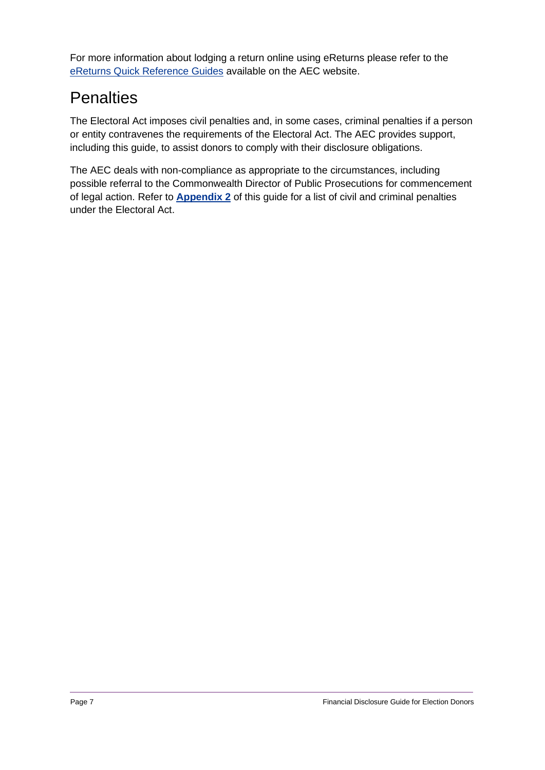For more information about lodging a return online using eReturns please refer to the eReturns Quick Reference Guides available on the AEC website.

## Penalties

The Electoral Act imposes civil penalties and, in some cases, criminal penalties if a person or entity contravenes the requirements of the Electoral Act. The AEC provides support, including this guide, to assist donors to comply with their disclosure obligations.

The AEC deals with non-compliance as appropriate to the circumstances, including possible referral to the Commonwealth Director of Public Prosecutions for commencement of legal action. Refer to **Appendix 2** of this guide for a list of civil and criminal penalties under the Electoral Act.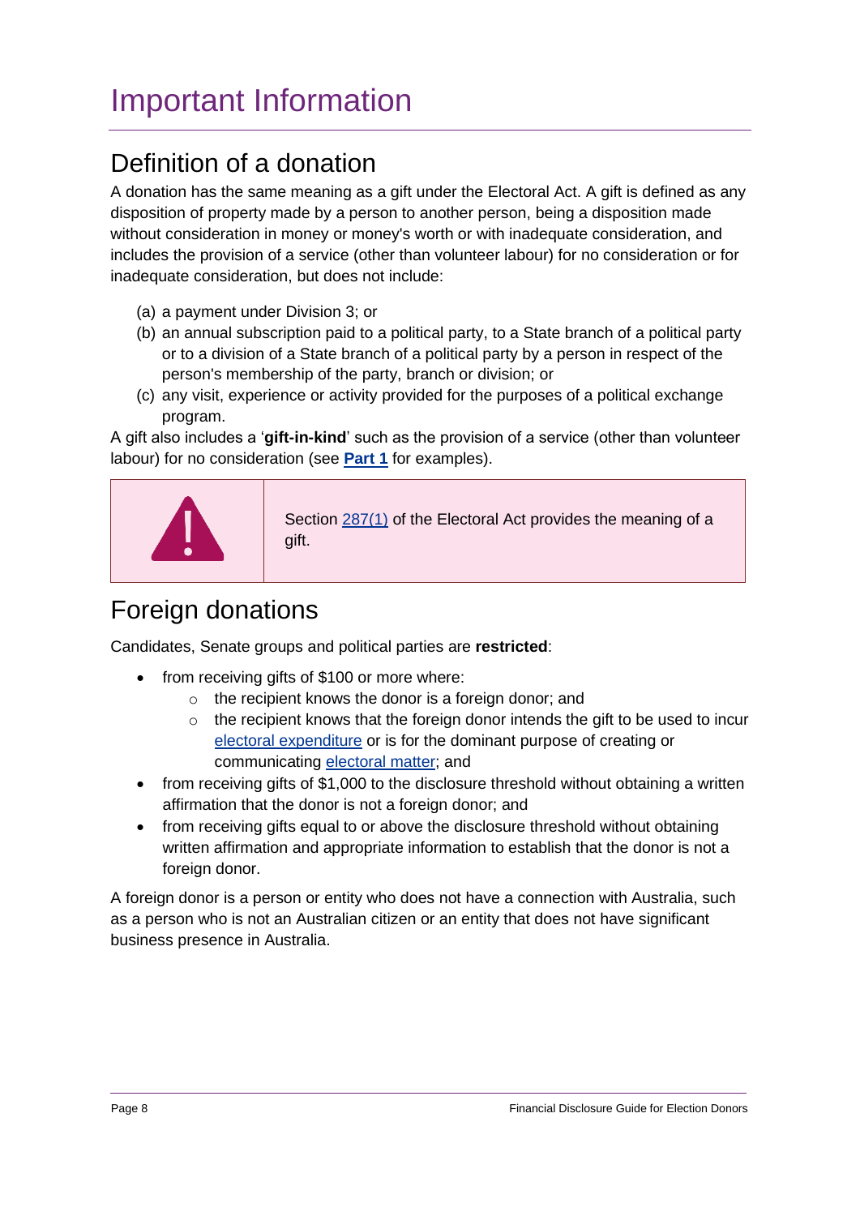# Important Information

## Definition of a donation

A donation has the same meaning as a gift under the Electoral Act. A gift is defined as any disposition of property made by a person to another person, being a disposition made without consideration in money or money's worth or with inadequate consideration, and includes the provision of a service (other than volunteer labour) for no consideration or for inadequate consideration, but does not include:

(a) a payment under Division 3; or
(b) an annual subscription paid to a political party, to a State branch of a political party or to a division of a State branch of a political party by a person in respect of the person's membership of the party, branch or division; or
(c) any visit, experience or activity provided for the purposes of a political exchange program.

A gift also includes a '**gift-in-kind**' such as the provision of a service (other than volunteer labour) for no consideration (see **Part 1** for examples).

> Section 287(1) of the Electoral Act provides the meaning of a gift.

## Foreign donations

Candidates, Senate groups and political parties are **restricted**:

- from receiving gifts of $100 or more where:
  - the recipient knows the donor is a foreign donor; and
  - the recipient knows that the foreign donor intends the gift to be used to incur electoral expenditure or is for the dominant purpose of creating or communicating electoral matter; and
- from receiving gifts of $1,000 to the disclosure threshold without obtaining a written affirmation that the donor is not a foreign donor; and
- from receiving gifts equal to or above the disclosure threshold without obtaining written affirmation and appropriate information to establish that the donor is not a foreign donor.

A foreign donor is a person or entity who does not have a connection with Australia, such as a person who is not an Australian citizen or an entity that does not have significant business presence in Australia.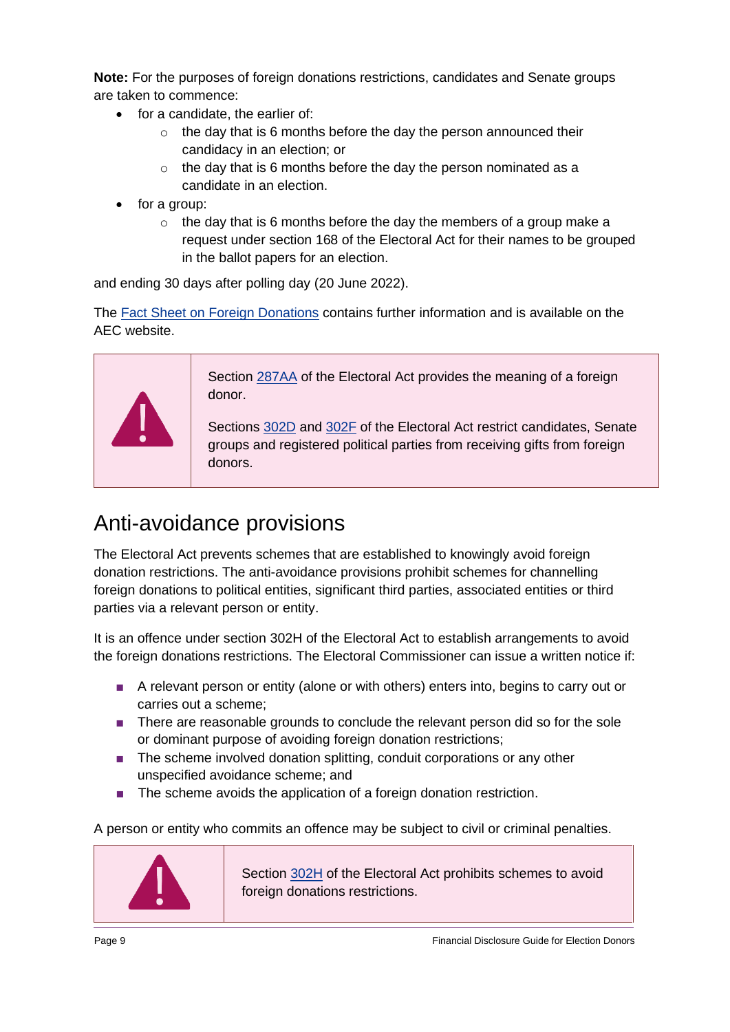**Note:** For the purposes of foreign donations restrictions, candidates and Senate groups are taken to commence:

- for a candidate, the earlier of:
  - the day that is 6 months before the day the person announced their candidacy in an election; or
  - the day that is 6 months before the day the person nominated as a candidate in an election.
- for a group:
  - the day that is 6 months before the day the members of a group make a request under section 168 of the Electoral Act for their names to be grouped in the ballot papers for an election.

and ending 30 days after polling day (20 June 2022).

The [Fact Sheet on Foreign Donations](#) contains further information and is available on the AEC website.

> Section [287AA](#) of the Electoral Act provides the meaning of a foreign donor.
>
> Sections [302D](#) and [302F](#) of the Electoral Act restrict candidates, Senate groups and registered political parties from receiving gifts from foreign donors.

## Anti-avoidance provisions

The Electoral Act prevents schemes that are established to knowingly avoid foreign donation restrictions. The anti-avoidance provisions prohibit schemes for channelling foreign donations to political entities, significant third parties, associated entities or third parties via a relevant person or entity.

It is an offence under section 302H of the Electoral Act to establish arrangements to avoid the foreign donations restrictions. The Electoral Commissioner can issue a written notice if:

- A relevant person or entity (alone or with others) enters into, begins to carry out or carries out a scheme;
- There are reasonable grounds to conclude the relevant person did so for the sole or dominant purpose of avoiding foreign donation restrictions;
- The scheme involved donation splitting, conduit corporations or any other unspecified avoidance scheme; and
- The scheme avoids the application of a foreign donation restriction.

A person or entity who commits an offence may be subject to civil or criminal penalties.

> Section [302H](#) of the Electoral Act prohibits schemes to avoid foreign donations restrictions.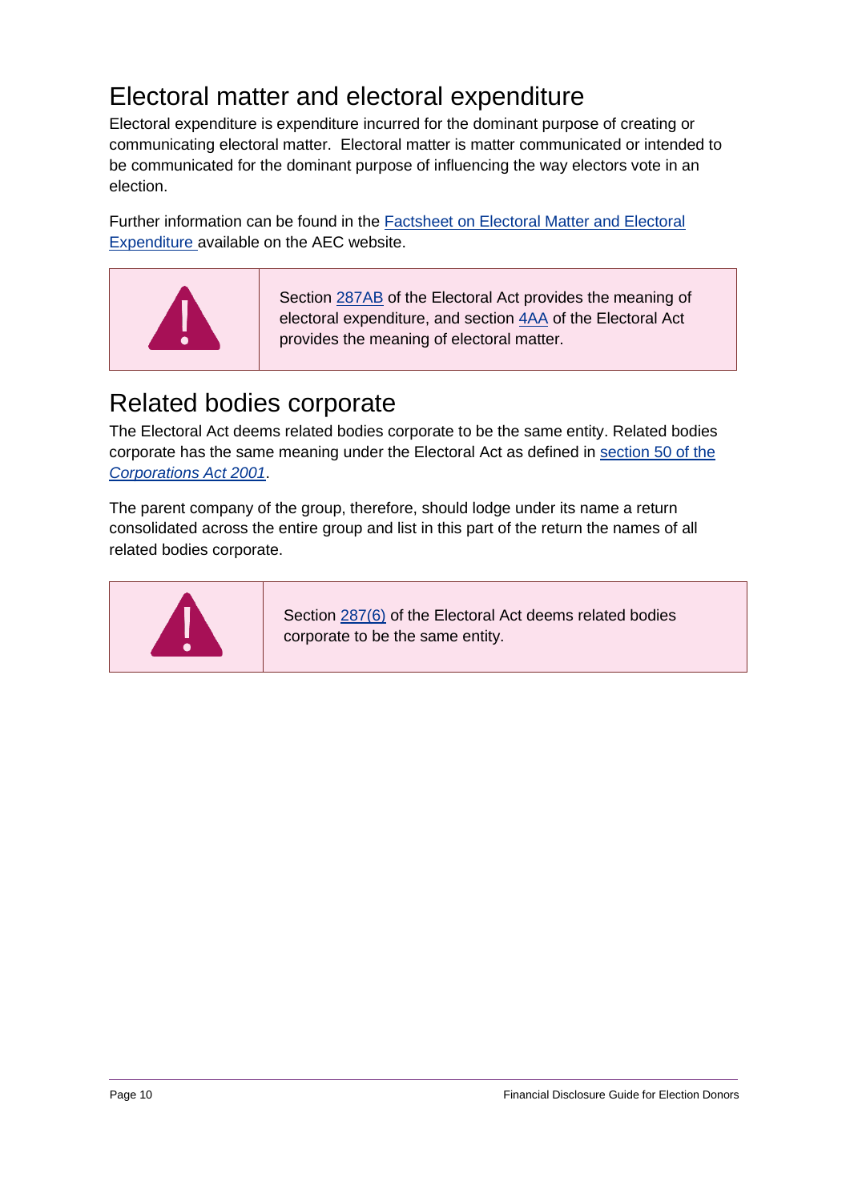## Electoral matter and electoral expenditure

Electoral expenditure is expenditure incurred for the dominant purpose of creating or communicating electoral matter. Electoral matter is matter communicated or intended to be communicated for the dominant purpose of influencing the way electors vote in an election.

Further information can be found in the Factsheet on Electoral Matter and Electoral Expenditure available on the AEC website.

> Section 287AB of the Electoral Act provides the meaning of electoral expenditure, and section 4AA of the Electoral Act provides the meaning of electoral matter.

## Related bodies corporate

The Electoral Act deems related bodies corporate to be the same entity. Related bodies corporate has the same meaning under the Electoral Act as defined in section 50 of the *Corporations Act 2001*.

The parent company of the group, therefore, should lodge under its name a return consolidated across the entire group and list in this part of the return the names of all related bodies corporate.

> Section 287(6) of the Electoral Act deems related bodies corporate to be the same entity.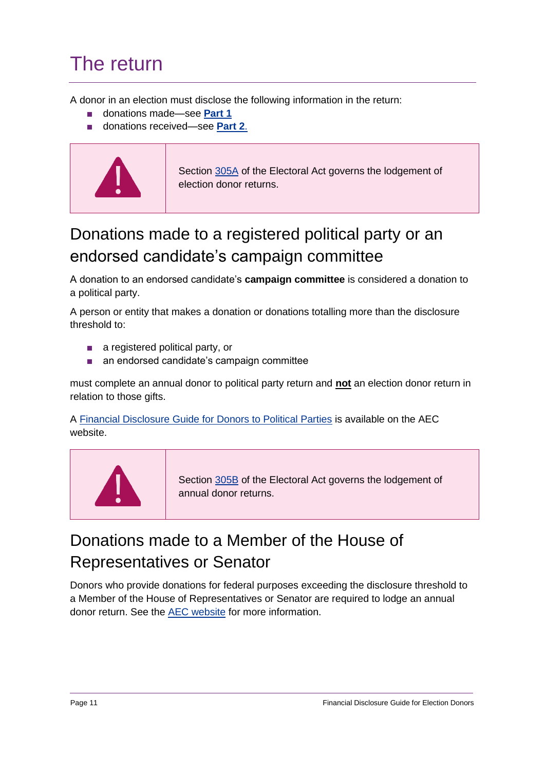# The return

A donor in an election must disclose the following information in the return:

- donations made—see **Part 1**
- donations received—see **Part 2**.

> Section 305A of the Electoral Act governs the lodgement of election donor returns.

## Donations made to a registered political party or an endorsed candidate's campaign committee

A donation to an endorsed candidate's **campaign committee** is considered a donation to a political party.

A person or entity that makes a donation or donations totalling more than the disclosure threshold to:

- a registered political party, or
- an endorsed candidate's campaign committee

must complete an annual donor to political party return and **not** an election donor return in relation to those gifts.

A Financial Disclosure Guide for Donors to Political Parties is available on the AEC website.

> Section 305B of the Electoral Act governs the lodgement of annual donor returns.

## Donations made to a Member of the House of Representatives or Senator

Donors who provide donations for federal purposes exceeding the disclosure threshold to a Member of the House of Representatives or Senator are required to lodge an annual donor return. See the AEC website for more information.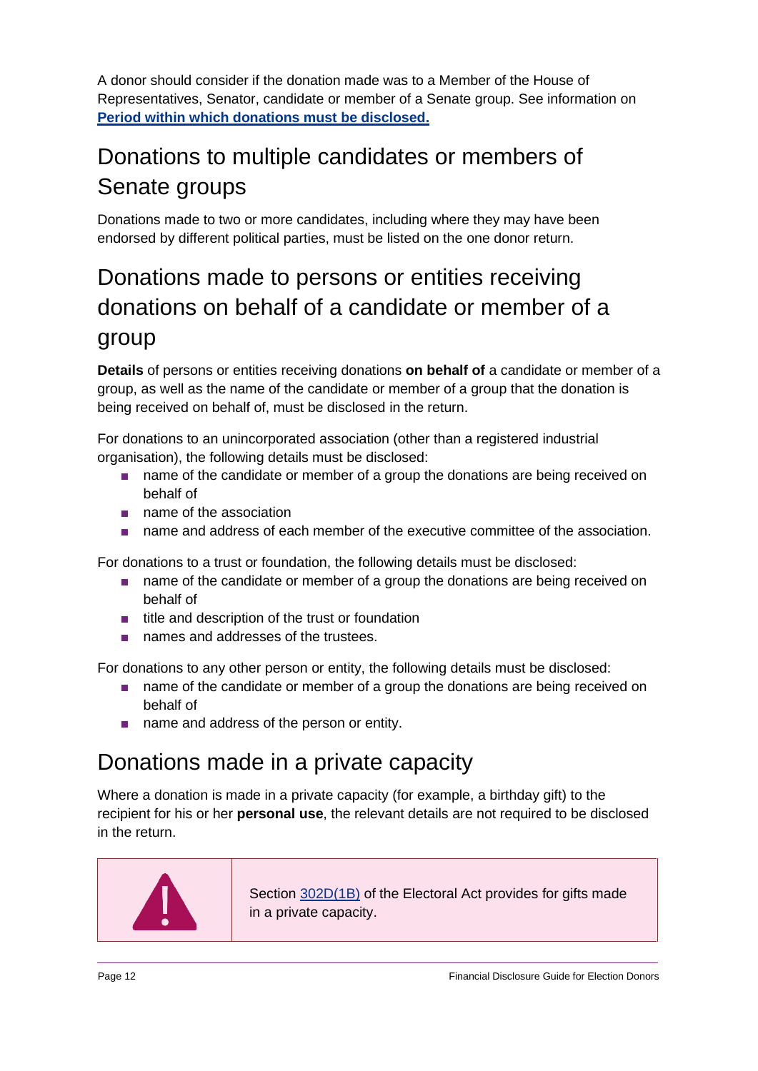A donor should consider if the donation made was to a Member of the House of Representatives, Senator, candidate or member of a Senate group. See information on **Period within which donations must be disclosed.**

## Donations to multiple candidates or members of Senate groups

Donations made to two or more candidates, including where they may have been endorsed by different political parties, must be listed on the one donor return.

## Donations made to persons or entities receiving donations on behalf of a candidate or member of a group

**Details** of persons or entities receiving donations **on behalf of** a candidate or member of a group, as well as the name of the candidate or member of a group that the donation is being received on behalf of, must be disclosed in the return.

For donations to an unincorporated association (other than a registered industrial organisation), the following details must be disclosed:

- name of the candidate or member of a group the donations are being received on behalf of
- name of the association
- name and address of each member of the executive committee of the association.

For donations to a trust or foundation, the following details must be disclosed:

- name of the candidate or member of a group the donations are being received on behalf of
- title and description of the trust or foundation
- names and addresses of the trustees.

For donations to any other person or entity, the following details must be disclosed:

- name of the candidate or member of a group the donations are being received on behalf of
- name and address of the person or entity.

## Donations made in a private capacity

Where a donation is made in a private capacity (for example, a birthday gift) to the recipient for his or her **personal use**, the relevant details are not required to be disclosed in the return.

> Section 302D(1B) of the Electoral Act provides for gifts made in a private capacity.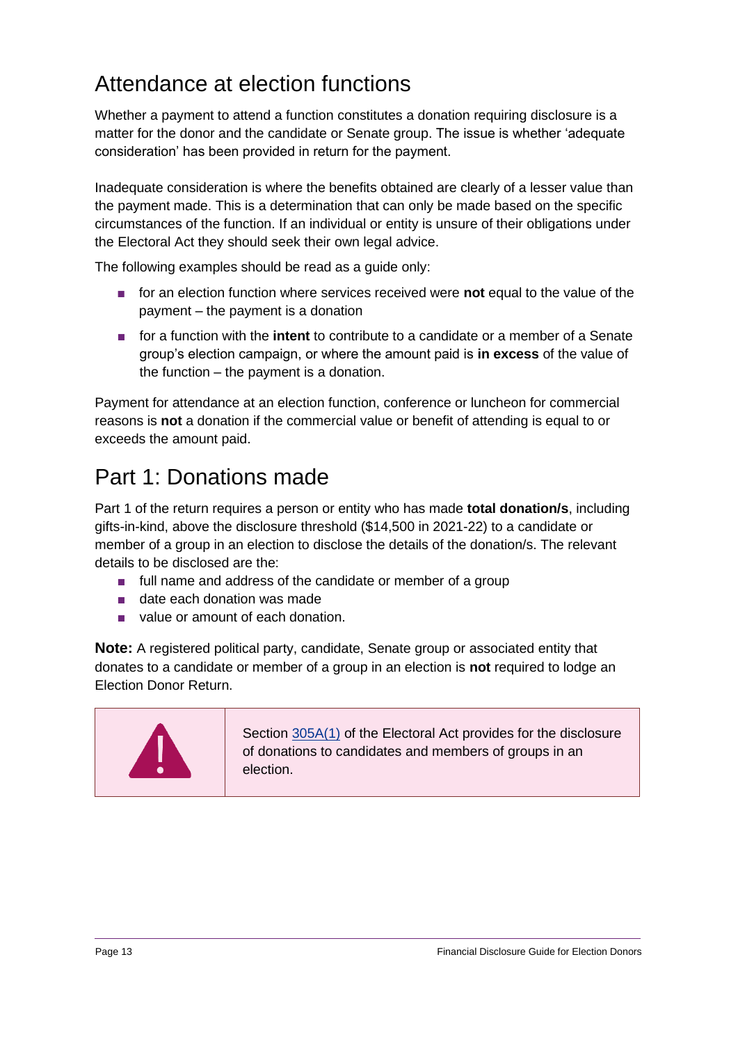## Attendance at election functions

Whether a payment to attend a function constitutes a donation requiring disclosure is a matter for the donor and the candidate or Senate group. The issue is whether 'adequate consideration' has been provided in return for the payment.

Inadequate consideration is where the benefits obtained are clearly of a lesser value than the payment made. This is a determination that can only be made based on the specific circumstances of the function. If an individual or entity is unsure of their obligations under the Electoral Act they should seek their own legal advice.

The following examples should be read as a guide only:

- for an election function where services received were **not** equal to the value of the payment – the payment is a donation
- for a function with the **intent** to contribute to a candidate or a member of a Senate group's election campaign, or where the amount paid is **in excess** of the value of the function – the payment is a donation.

Payment for attendance at an election function, conference or luncheon for commercial reasons is **not** a donation if the commercial value or benefit of attending is equal to or exceeds the amount paid.

## Part 1: Donations made

Part 1 of the return requires a person or entity who has made **total donation/s**, including gifts-in-kind, above the disclosure threshold ($14,500 in 2021-22) to a candidate or member of a group in an election to disclose the details of the donation/s. The relevant details to be disclosed are the:

- full name and address of the candidate or member of a group
- date each donation was made
- value or amount of each donation.

**Note:** A registered political party, candidate, Senate group or associated entity that donates to a candidate or member of a group in an election is **not** required to lodge an Election Donor Return.

Section 305A(1) of the Electoral Act provides for the disclosure of donations to candidates and members of groups in an election.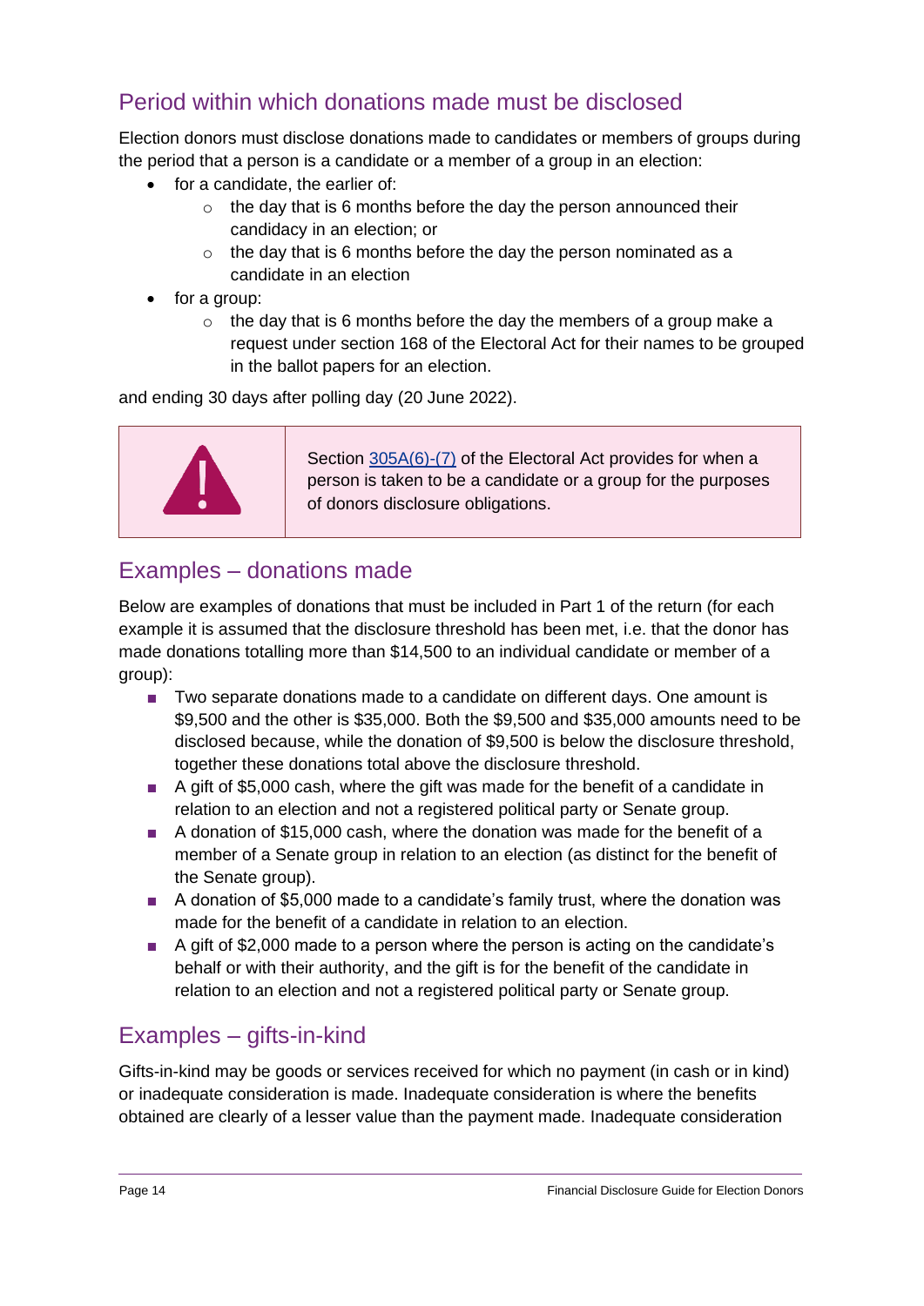## Period within which donations made must be disclosed

Election donors must disclose donations made to candidates or members of groups during the period that a person is a candidate or a member of a group in an election:

- for a candidate, the earlier of:
  - the day that is 6 months before the day the person announced their candidacy in an election; or
  - the day that is 6 months before the day the person nominated as a candidate in an election
- for a group:
  - the day that is 6 months before the day the members of a group make a request under section 168 of the Electoral Act for their names to be grouped in the ballot papers for an election.

and ending 30 days after polling day (20 June 2022).

> Section [305A(6)-(7)](#) of the Electoral Act provides for when a person is taken to be a candidate or a group for the purposes of donors disclosure obligations.

## Examples – donations made

Below are examples of donations that must be included in Part 1 of the return (for each example it is assumed that the disclosure threshold has been met, i.e. that the donor has made donations totalling more than $14,500 to an individual candidate or member of a group):

- Two separate donations made to a candidate on different days. One amount is $9,500 and the other is $35,000. Both the $9,500 and $35,000 amounts need to be disclosed because, while the donation of $9,500 is below the disclosure threshold, together these donations total above the disclosure threshold.
- A gift of $5,000 cash, where the gift was made for the benefit of a candidate in relation to an election and not a registered political party or Senate group.
- A donation of $15,000 cash, where the donation was made for the benefit of a member of a Senate group in relation to an election (as distinct for the benefit of the Senate group).
- A donation of $5,000 made to a candidate's family trust, where the donation was made for the benefit of a candidate in relation to an election.
- A gift of $2,000 made to a person where the person is acting on the candidate's behalf or with their authority, and the gift is for the benefit of the candidate in relation to an election and not a registered political party or Senate group.

## Examples – gifts-in-kind

Gifts-in-kind may be goods or services received for which no payment (in cash or in kind) or inadequate consideration is made. Inadequate consideration is where the benefits obtained are clearly of a lesser value than the payment made. Inadequate consideration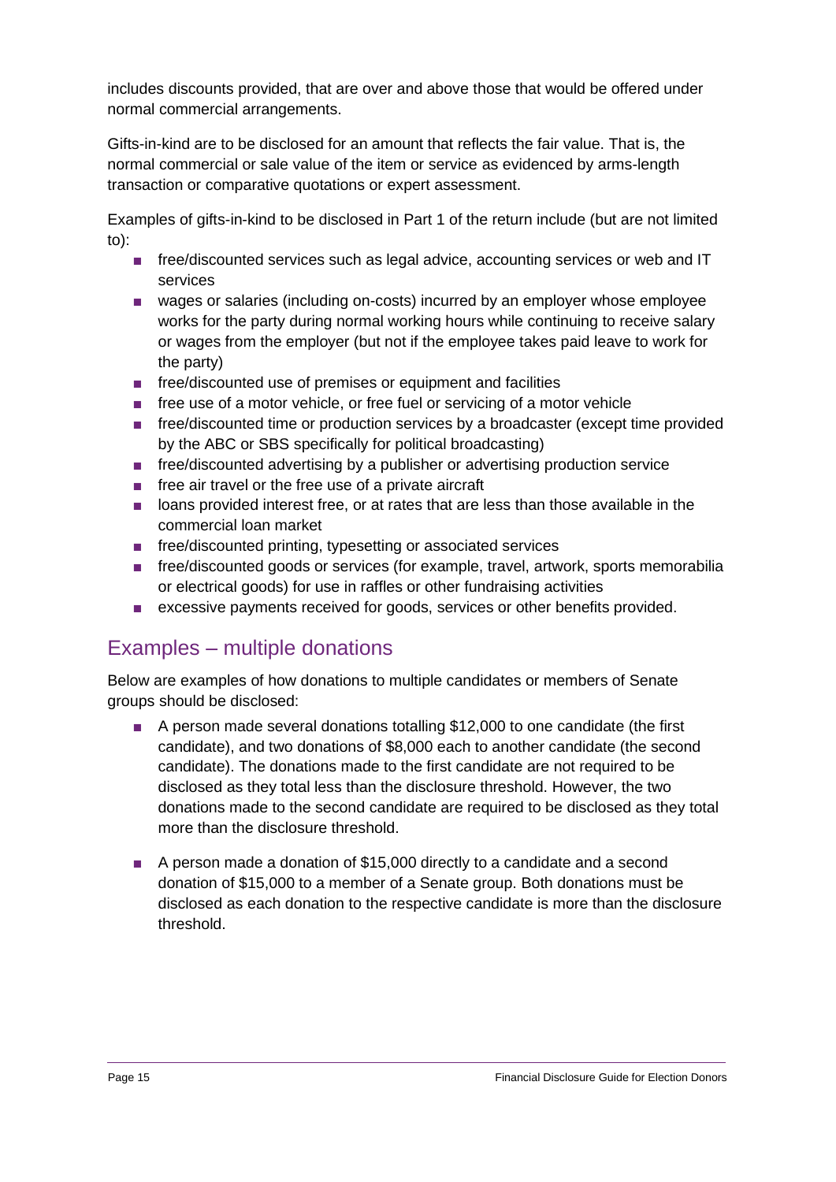includes discounts provided, that are over and above those that would be offered under normal commercial arrangements.

Gifts-in-kind are to be disclosed for an amount that reflects the fair value. That is, the normal commercial or sale value of the item or service as evidenced by arms-length transaction or comparative quotations or expert assessment.

Examples of gifts-in-kind to be disclosed in Part 1 of the return include (but are not limited to):

- free/discounted services such as legal advice, accounting services or web and IT services
- wages or salaries (including on-costs) incurred by an employer whose employee works for the party during normal working hours while continuing to receive salary or wages from the employer (but not if the employee takes paid leave to work for the party)
- free/discounted use of premises or equipment and facilities
- free use of a motor vehicle, or free fuel or servicing of a motor vehicle
- free/discounted time or production services by a broadcaster (except time provided by the ABC or SBS specifically for political broadcasting)
- free/discounted advertising by a publisher or advertising production service
- free air travel or the free use of a private aircraft
- loans provided interest free, or at rates that are less than those available in the commercial loan market
- free/discounted printing, typesetting or associated services
- free/discounted goods or services (for example, travel, artwork, sports memorabilia or electrical goods) for use in raffles or other fundraising activities
- excessive payments received for goods, services or other benefits provided.

## Examples – multiple donations

Below are examples of how donations to multiple candidates or members of Senate groups should be disclosed:

- A person made several donations totalling $12,000 to one candidate (the first candidate), and two donations of $8,000 each to another candidate (the second candidate). The donations made to the first candidate are not required to be disclosed as they total less than the disclosure threshold. However, the two donations made to the second candidate are required to be disclosed as they total more than the disclosure threshold.

- A person made a donation of $15,000 directly to a candidate and a second donation of $15,000 to a member of a Senate group. Both donations must be disclosed as each donation to the respective candidate is more than the disclosure threshold.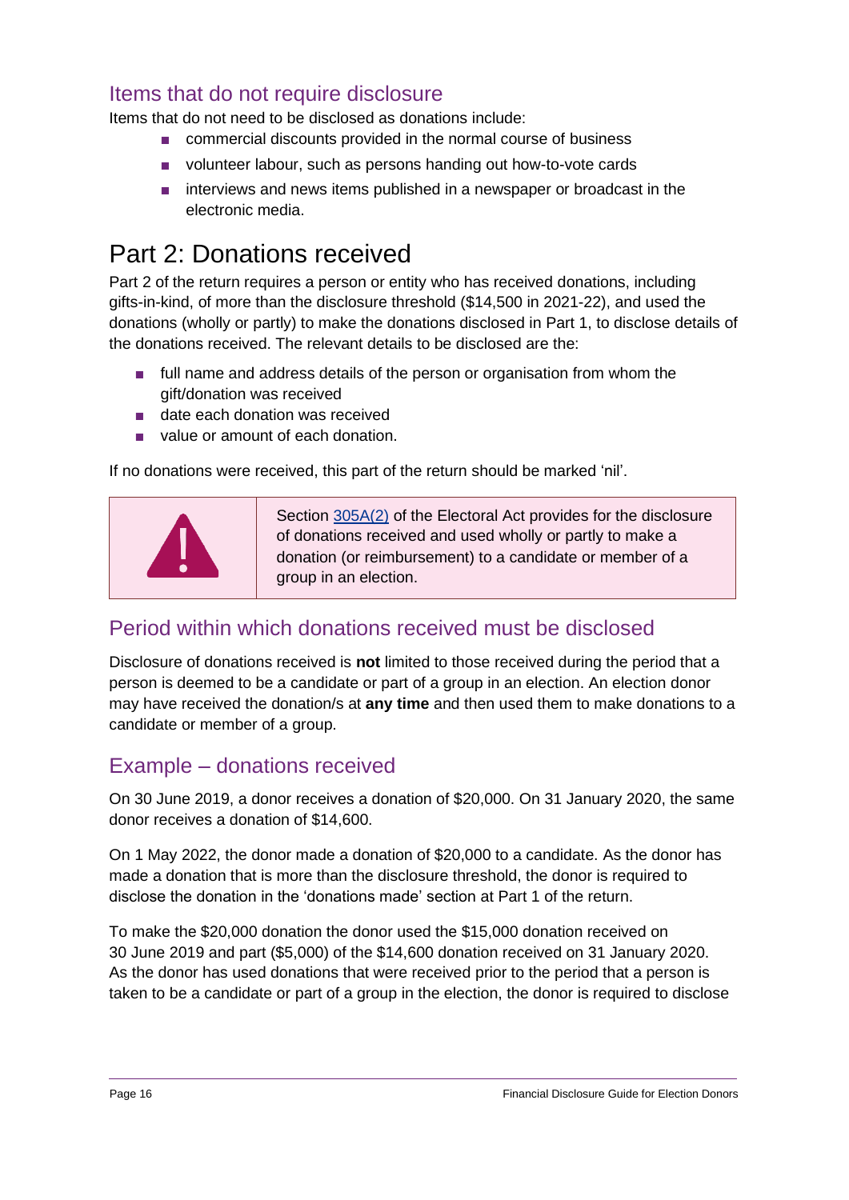## Items that do not require disclosure

Items that do not need to be disclosed as donations include:

- commercial discounts provided in the normal course of business
- volunteer labour, such as persons handing out how-to-vote cards
- interviews and news items published in a newspaper or broadcast in the electronic media.

# Part 2: Donations received

Part 2 of the return requires a person or entity who has received donations, including gifts-in-kind, of more than the disclosure threshold ($14,500 in 2021-22), and used the donations (wholly or partly) to make the donations disclosed in Part 1, to disclose details of the donations received. The relevant details to be disclosed are the:

- full name and address details of the person or organisation from whom the gift/donation was received
- date each donation was received
- value or amount of each donation.

If no donations were received, this part of the return should be marked 'nil'.

> Section 305A(2) of the Electoral Act provides for the disclosure of donations received and used wholly or partly to make a donation (or reimbursement) to a candidate or member of a group in an election.

## Period within which donations received must be disclosed

Disclosure of donations received is **not** limited to those received during the period that a person is deemed to be a candidate or part of a group in an election. An election donor may have received the donation/s at **any time** and then used them to make donations to a candidate or member of a group.

## Example – donations received

On 30 June 2019, a donor receives a donation of $20,000. On 31 January 2020, the same donor receives a donation of $14,600.

On 1 May 2022, the donor made a donation of $20,000 to a candidate. As the donor has made a donation that is more than the disclosure threshold, the donor is required to disclose the donation in the 'donations made' section at Part 1 of the return.

To make the $20,000 donation the donor used the $15,000 donation received on 30 June 2019 and part ($5,000) of the $14,600 donation received on 31 January 2020. As the donor has used donations that were received prior to the period that a person is taken to be a candidate or part of a group in the election, the donor is required to disclose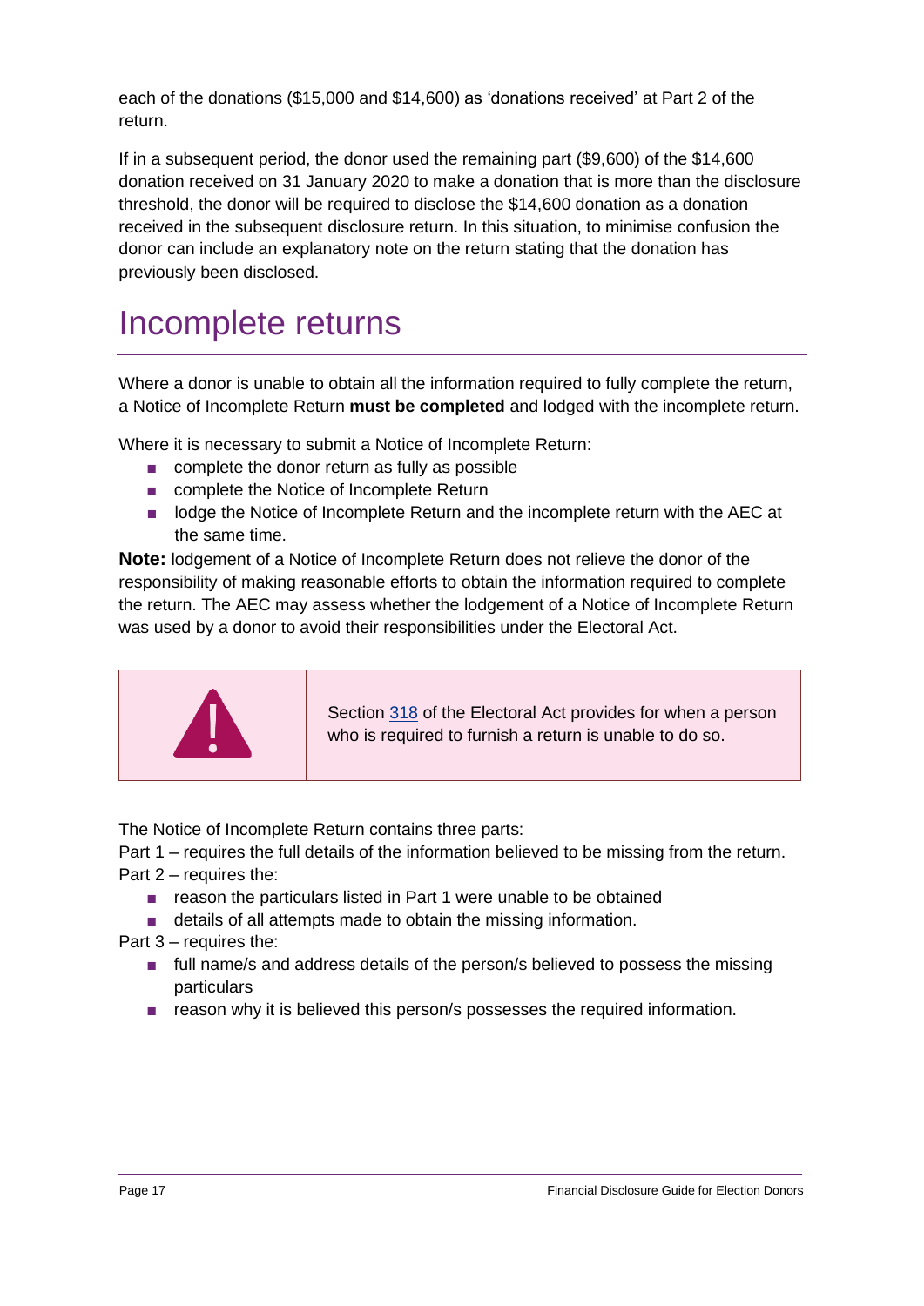each of the donations ($15,000 and $14,600) as 'donations received' at Part 2 of the return.

If in a subsequent period, the donor used the remaining part ($9,600) of the $14,600 donation received on 31 January 2020 to make a donation that is more than the disclosure threshold, the donor will be required to disclose the $14,600 donation as a donation received in the subsequent disclosure return. In this situation, to minimise confusion the donor can include an explanatory note on the return stating that the donation has previously been disclosed.

# Incomplete returns

Where a donor is unable to obtain all the information required to fully complete the return, a Notice of Incomplete Return **must be completed** and lodged with the incomplete return.

Where it is necessary to submit a Notice of Incomplete Return:

- complete the donor return as fully as possible
- complete the Notice of Incomplete Return
- lodge the Notice of Incomplete Return and the incomplete return with the AEC at the same time.

**Note:** lodgement of a Notice of Incomplete Return does not relieve the donor of the responsibility of making reasonable efforts to obtain the information required to complete the return. The AEC may assess whether the lodgement of a Notice of Incomplete Return was used by a donor to avoid their responsibilities under the Electoral Act.

> Section 318 of the Electoral Act provides for when a person who is required to furnish a return is unable to do so.

The Notice of Incomplete Return contains three parts:

Part 1 – requires the full details of the information believed to be missing from the return.

Part 2 – requires the:

- reason the particulars listed in Part 1 were unable to be obtained
- details of all attempts made to obtain the missing information.

Part 3 – requires the:

- full name/s and address details of the person/s believed to possess the missing particulars
- reason why it is believed this person/s possesses the required information.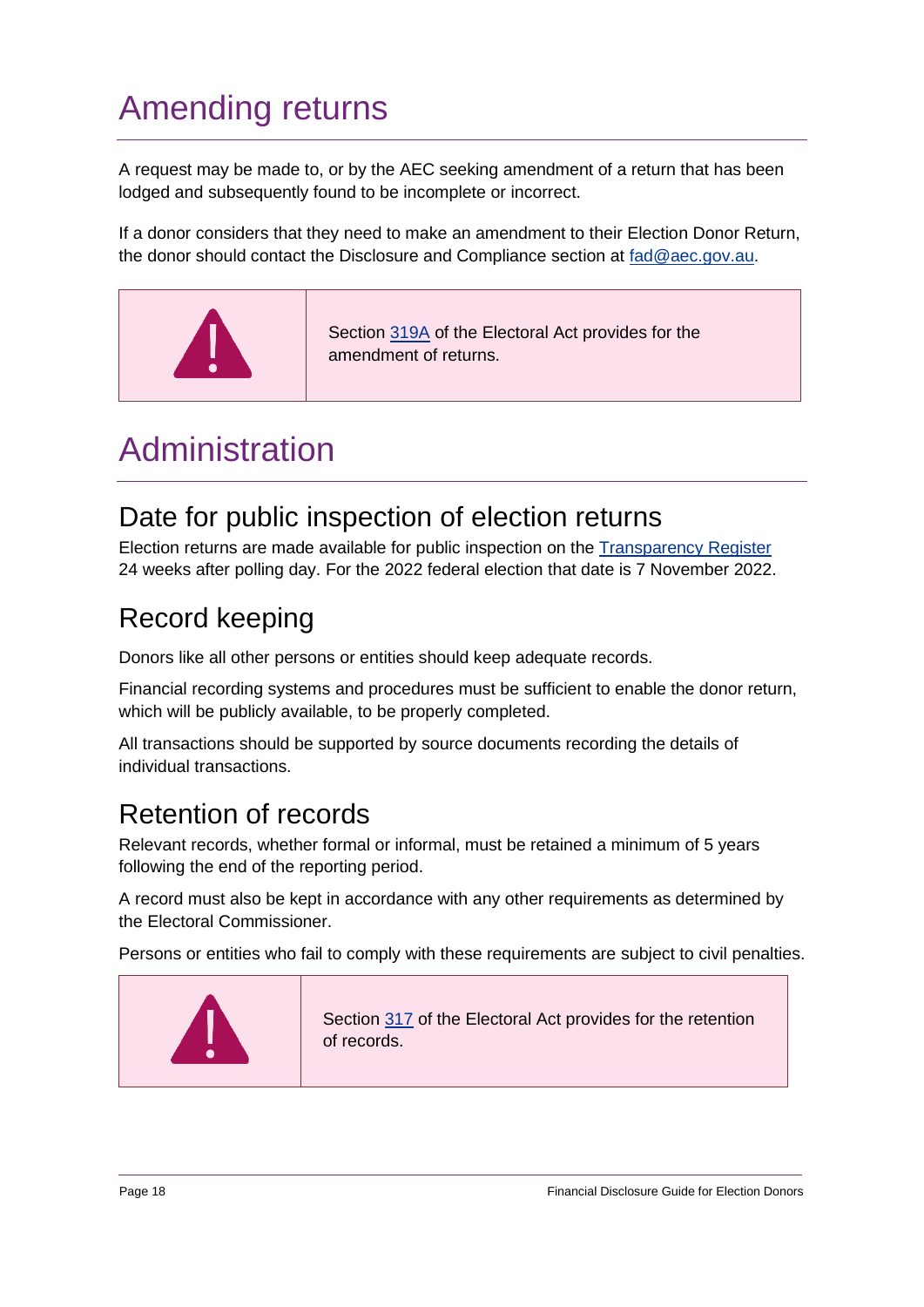# Amending returns

A request may be made to, or by the AEC seeking amendment of a return that has been lodged and subsequently found to be incomplete or incorrect.

If a donor considers that they need to make an amendment to their Election Donor Return, the donor should contact the Disclosure and Compliance section at fad@aec.gov.au.

> Section 319A of the Electoral Act provides for the amendment of returns.

# Administration

## Date for public inspection of election returns

Election returns are made available for public inspection on the Transparency Register 24 weeks after polling day. For the 2022 federal election that date is 7 November 2022.

## Record keeping

Donors like all other persons or entities should keep adequate records.

Financial recording systems and procedures must be sufficient to enable the donor return, which will be publicly available, to be properly completed.

All transactions should be supported by source documents recording the details of individual transactions.

## Retention of records

Relevant records, whether formal or informal, must be retained a minimum of 5 years following the end of the reporting period.

A record must also be kept in accordance with any other requirements as determined by the Electoral Commissioner.

Persons or entities who fail to comply with these requirements are subject to civil penalties.

> Section 317 of the Electoral Act provides for the retention of records.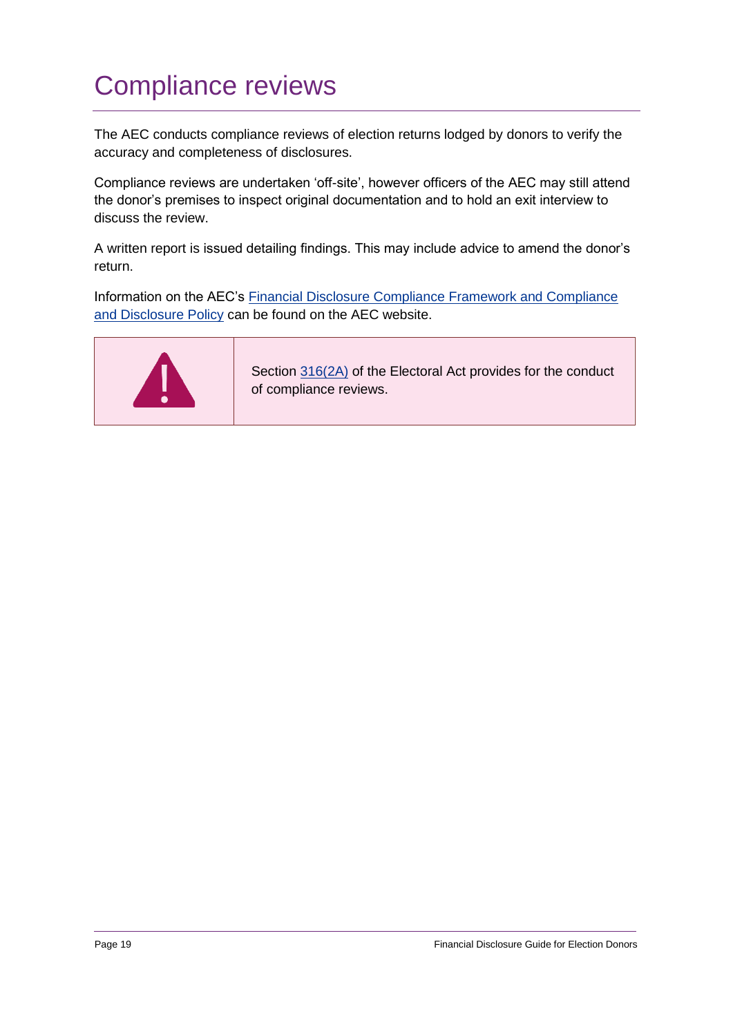# Compliance reviews

The AEC conducts compliance reviews of election returns lodged by donors to verify the accuracy and completeness of disclosures.

Compliance reviews are undertaken 'off-site', however officers of the AEC may still attend the donor's premises to inspect original documentation and to hold an exit interview to discuss the review.

A written report is issued detailing findings. This may include advice to amend the donor's return.

Information on the AEC's Financial Disclosure Compliance Framework and Compliance and Disclosure Policy can be found on the AEC website.

> Section 316(2A) of the Electoral Act provides for the conduct of compliance reviews.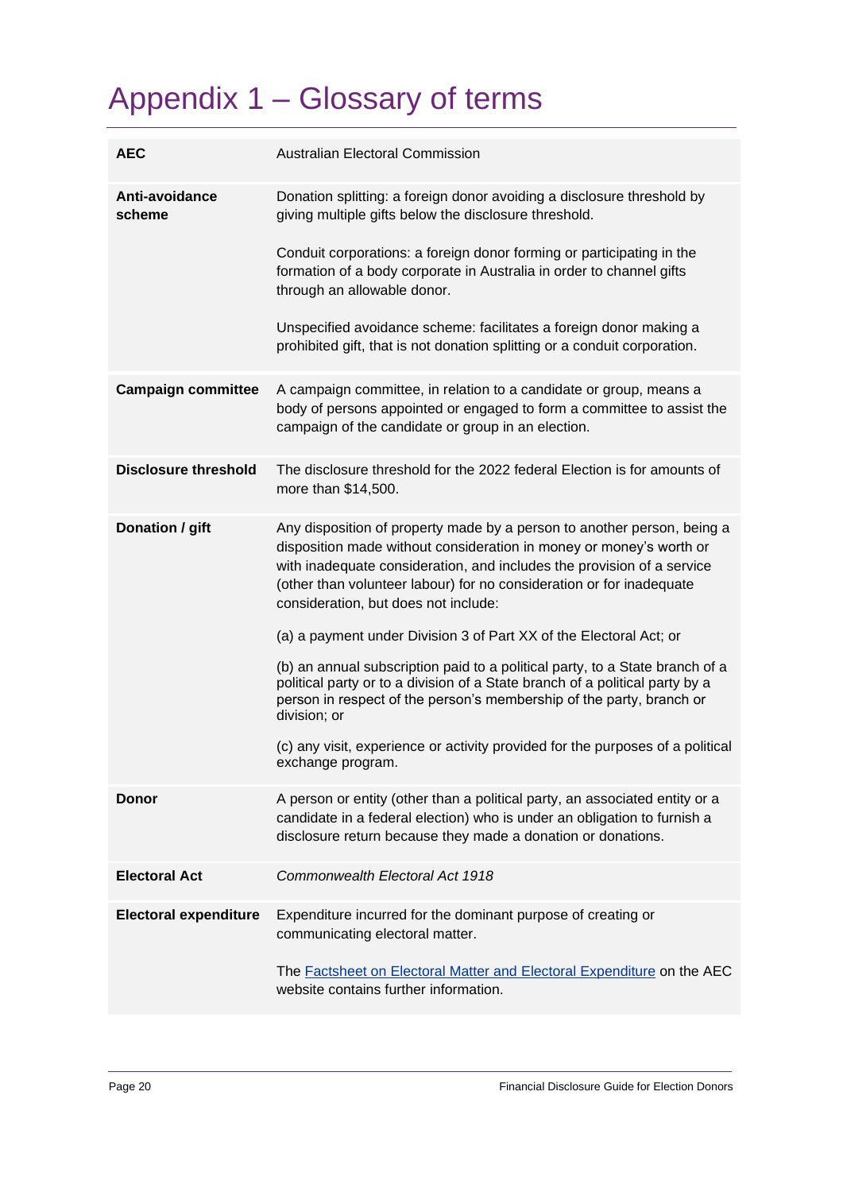# Appendix 1 – Glossary of terms

| | |
|---|---|
| **AEC** | Australian Electoral Commission |
| **Anti-avoidance scheme** | Donation splitting: a foreign donor avoiding a disclosure threshold by giving multiple gifts below the disclosure threshold.<br><br>Conduit corporations: a foreign donor forming or participating in the formation of a body corporate in Australia in order to channel gifts through an allowable donor.<br><br>Unspecified avoidance scheme: facilitates a foreign donor making a prohibited gift, that is not donation splitting or a conduit corporation. |
| **Campaign committee** | A campaign committee, in relation to a candidate or group, means a body of persons appointed or engaged to form a committee to assist the campaign of the candidate or group in an election. |
| **Disclosure threshold** | The disclosure threshold for the 2022 federal Election is for amounts of more than $14,500. |
| **Donation / gift** | Any disposition of property made by a person to another person, being a disposition made without consideration in money or money's worth or with inadequate consideration, and includes the provision of a service (other than volunteer labour) for no consideration or for inadequate consideration, but does not include:<br><br>(a) a payment under Division 3 of Part XX of the Electoral Act; or<br><br>(b) an annual subscription paid to a political party, to a State branch of a political party or to a division of a State branch of a political party by a person in respect of the person's membership of the party, branch or division; or<br><br>(c) any visit, experience or activity provided for the purposes of a political exchange program. |
| **Donor** | A person or entity (other than a political party, an associated entity or a candidate in a federal election) who is under an obligation to furnish a disclosure return because they made a donation or donations. |
| **Electoral Act** | *Commonwealth Electoral Act 1918* |
| **Electoral expenditure** | Expenditure incurred for the dominant purpose of creating or communicating electoral matter.<br><br>The Factsheet on Electoral Matter and Electoral Expenditure on the AEC website contains further information. |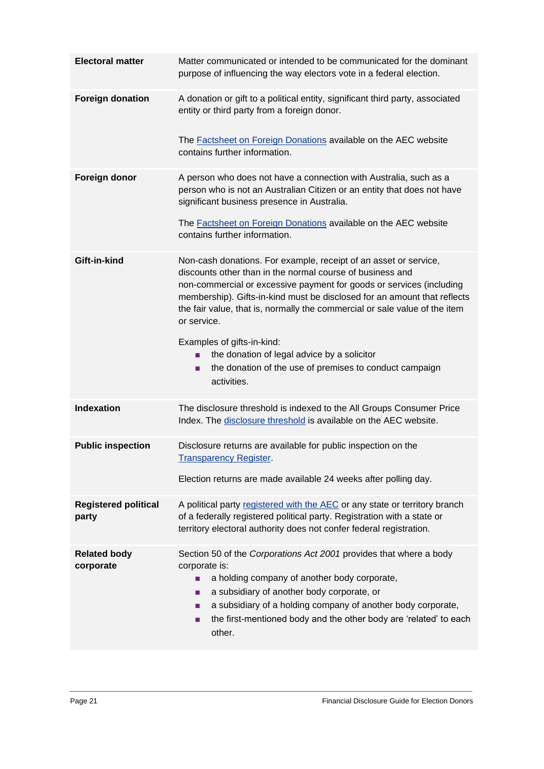| | |
|---|---|
| **Electoral matter** | Matter communicated or intended to be communicated for the dominant purpose of influencing the way electors vote in a federal election. |
| **Foreign donation** | A donation or gift to a political entity, significant third party, associated entity or third party from a foreign donor.<br><br>The [Factsheet on Foreign Donations](#) available on the AEC website contains further information. |
| **Foreign donor** | A person who does not have a connection with Australia, such as a person who is not an Australian Citizen or an entity that does not have significant business presence in Australia.<br><br>The [Factsheet on Foreign Donations](#) available on the AEC website contains further information. |
| **Gift-in-kind** | Non-cash donations. For example, receipt of an asset or service, discounts other than in the normal course of business and non-commercial or excessive payment for goods or services (including membership). Gifts-in-kind must be disclosed for an amount that reflects the fair value, that is, normally the commercial or sale value of the item or service.<br><br>Examples of gifts-in-kind:<br>▪ the donation of legal advice by a solicitor<br>▪ the donation of the use of premises to conduct campaign activities. |
| **Indexation** | The disclosure threshold is indexed to the All Groups Consumer Price Index. The [disclosure threshold](#) is available on the AEC website. |
| **Public inspection** | Disclosure returns are available for public inspection on the [Transparency Register](#).<br><br>Election returns are made available 24 weeks after polling day. |
| **Registered political party** | A political party [registered with the AEC](#) or any state or territory branch of a federally registered political party. Registration with a state or territory electoral authority does not confer federal registration. |
| **Related body corporate** | Section 50 of the *Corporations Act 2001* provides that where a body corporate is:<br>▪ a holding company of another body corporate,<br>▪ a subsidiary of another body corporate, or<br>▪ a subsidiary of a holding company of another body corporate,<br>▪ the first-mentioned body and the other body are 'related' to each other. |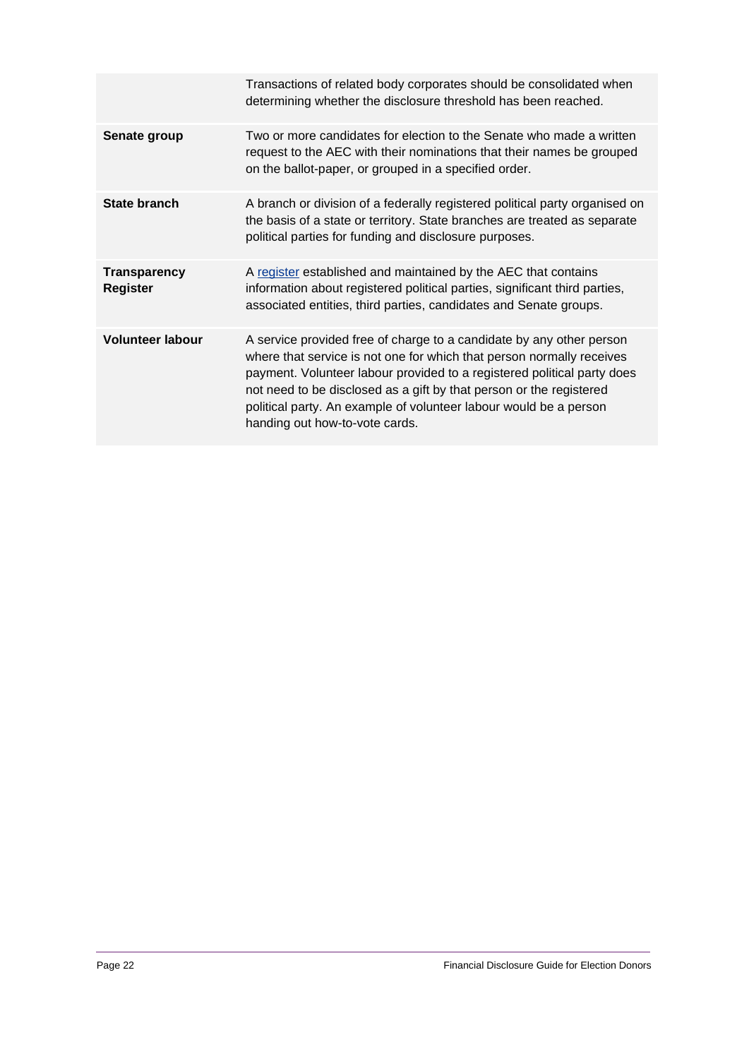| | |
|---|---|
| | Transactions of related body corporates should be consolidated when determining whether the disclosure threshold has been reached. |
| **Senate group** | Two or more candidates for election to the Senate who made a written request to the AEC with their nominations that their names be grouped on the ballot-paper, or grouped in a specified order. |
| **State branch** | A branch or division of a federally registered political party organised on the basis of a state or territory. State branches are treated as separate political parties for funding and disclosure purposes. |
| **Transparency Register** | A register established and maintained by the AEC that contains information about registered political parties, significant third parties, associated entities, third parties, candidates and Senate groups. |
| **Volunteer labour** | A service provided free of charge to a candidate by any other person where that service is not one for which that person normally receives payment. Volunteer labour provided to a registered political party does not need to be disclosed as a gift by that person or the registered political party. An example of volunteer labour would be a person handing out how-to-vote cards. |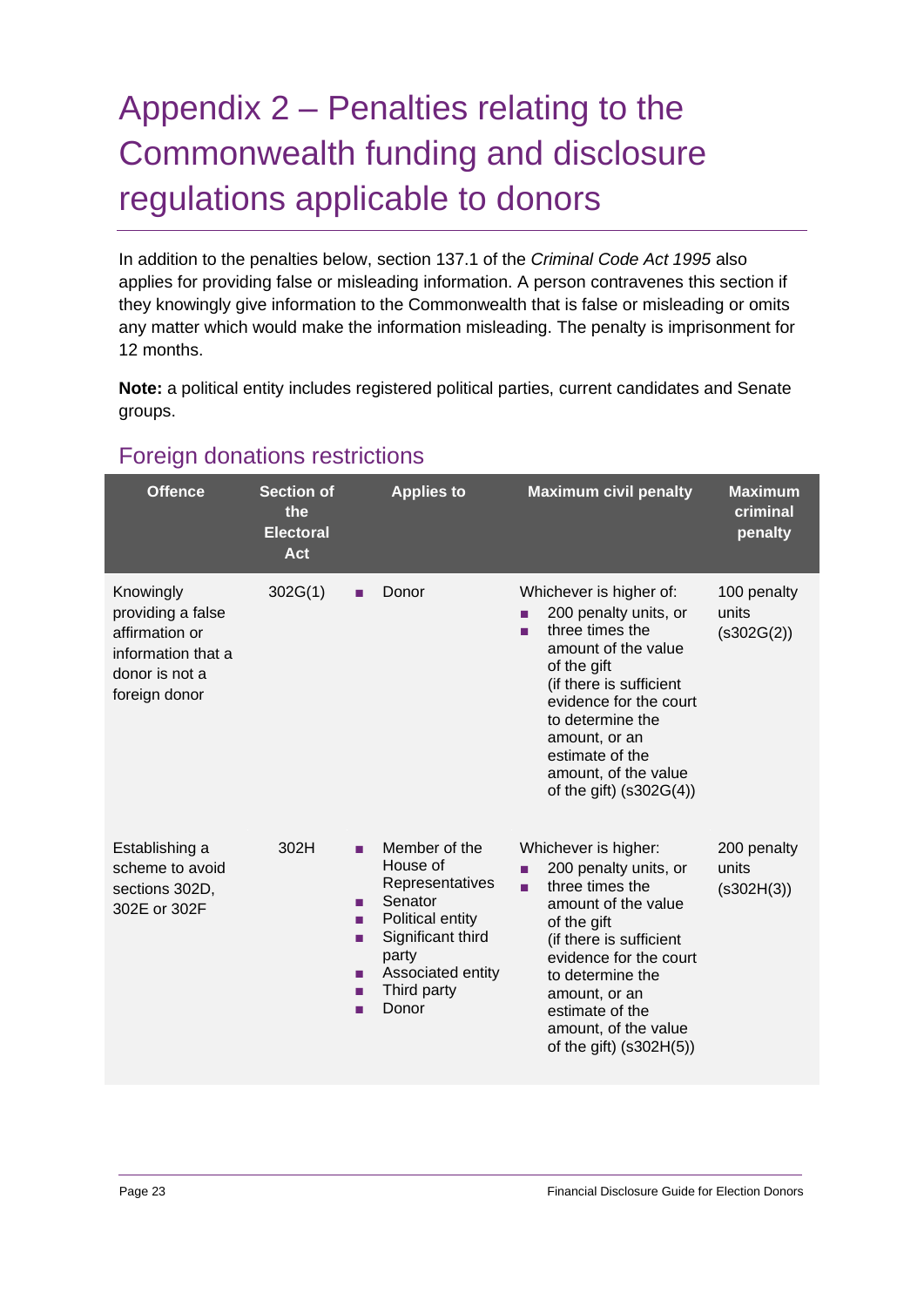# Appendix 2 – Penalties relating to the Commonwealth funding and disclosure regulations applicable to donors

In addition to the penalties below, section 137.1 of the *Criminal Code Act 1995* also applies for providing false or misleading information. A person contravenes this section if they knowingly give information to the Commonwealth that is false or misleading or omits any matter which would make the information misleading. The penalty is imprisonment for 12 months.

**Note:** a political entity includes registered political parties, current candidates and Senate groups.

## Foreign donations restrictions

| Offence | Section of the Electoral Act | Applies to | Maximum civil penalty | Maximum criminal penalty |
|---|---|---|---|---|
| Knowingly providing a false affirmation or information that a donor is not a foreign donor | 302G(1) | ■ Donor | Whichever is higher of:<br>■ 200 penalty units, or<br>■ three times the amount of the value of the gift (if there is sufficient evidence for the court to determine the amount, or an estimate of the amount, of the value of the gift) (s302G(4)) | 100 penalty units (s302G(2)) |
| Establishing a scheme to avoid sections 302D, 302E or 302F | 302H | ■ Member of the House of Representatives<br>■ Senator<br>■ Political entity<br>■ Significant third party<br>■ Associated entity<br>■ Third party<br>■ Donor | Whichever is higher:<br>■ 200 penalty units, or<br>■ three times the amount of the value of the gift (if there is sufficient evidence for the court to determine the amount, or an estimate of the amount, of the value of the gift) (s302H(5)) | 200 penalty units (s302H(3)) |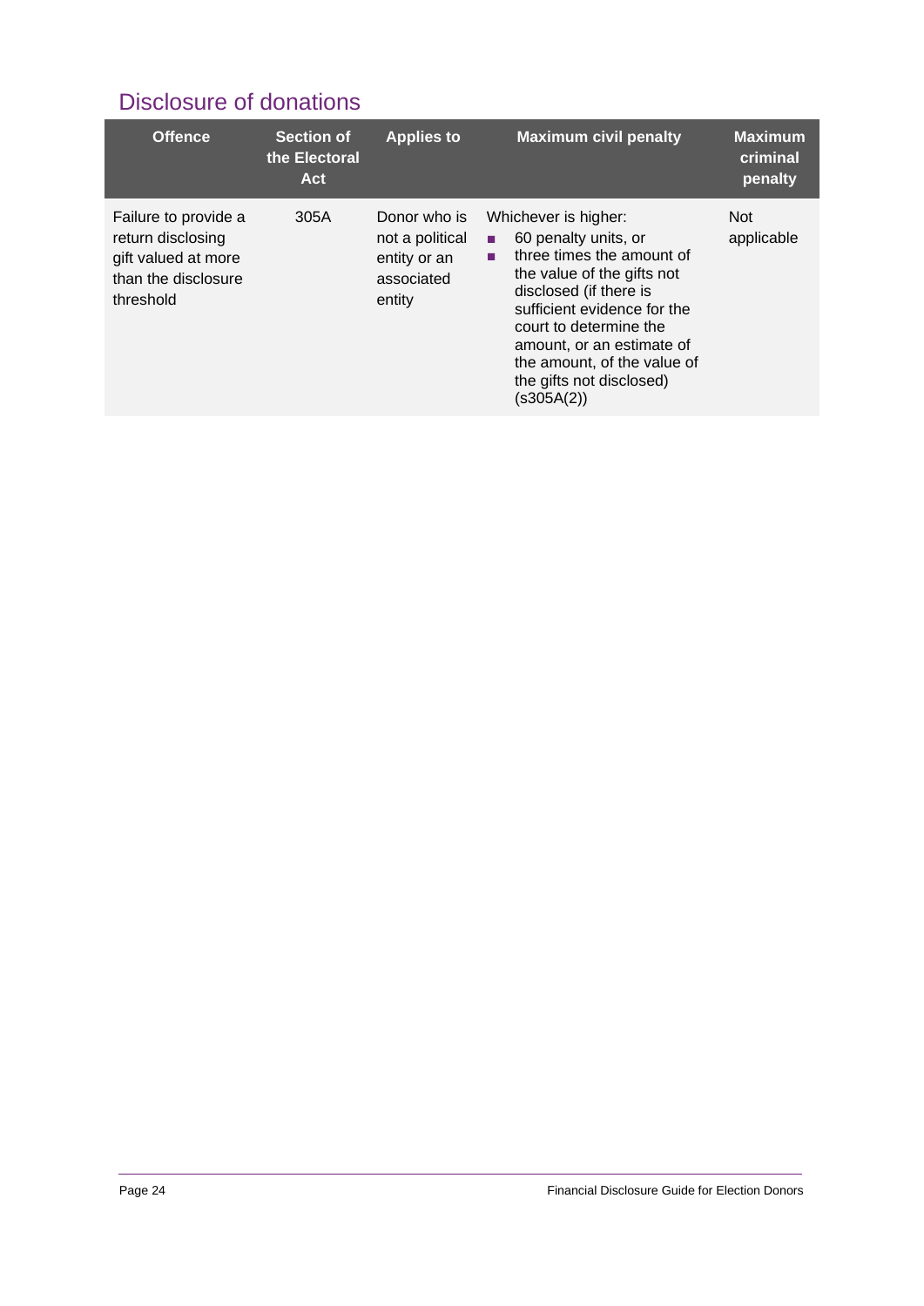## Disclosure of donations

| Offence | Section of the Electoral Act | Applies to | Maximum civil penalty | Maximum criminal penalty |
|---|---|---|---|---|
| Failure to provide a return disclosing gift valued at more than the disclosure threshold | 305A | Donor who is not a political entity or an associated entity | Whichever is higher:<br>■ 60 penalty units, or<br>■ three times the amount of the value of the gifts not disclosed (if there is sufficient evidence for the court to determine the amount, or an estimate of the amount, of the value of the gifts not disclosed) (s305A(2)) | Not applicable |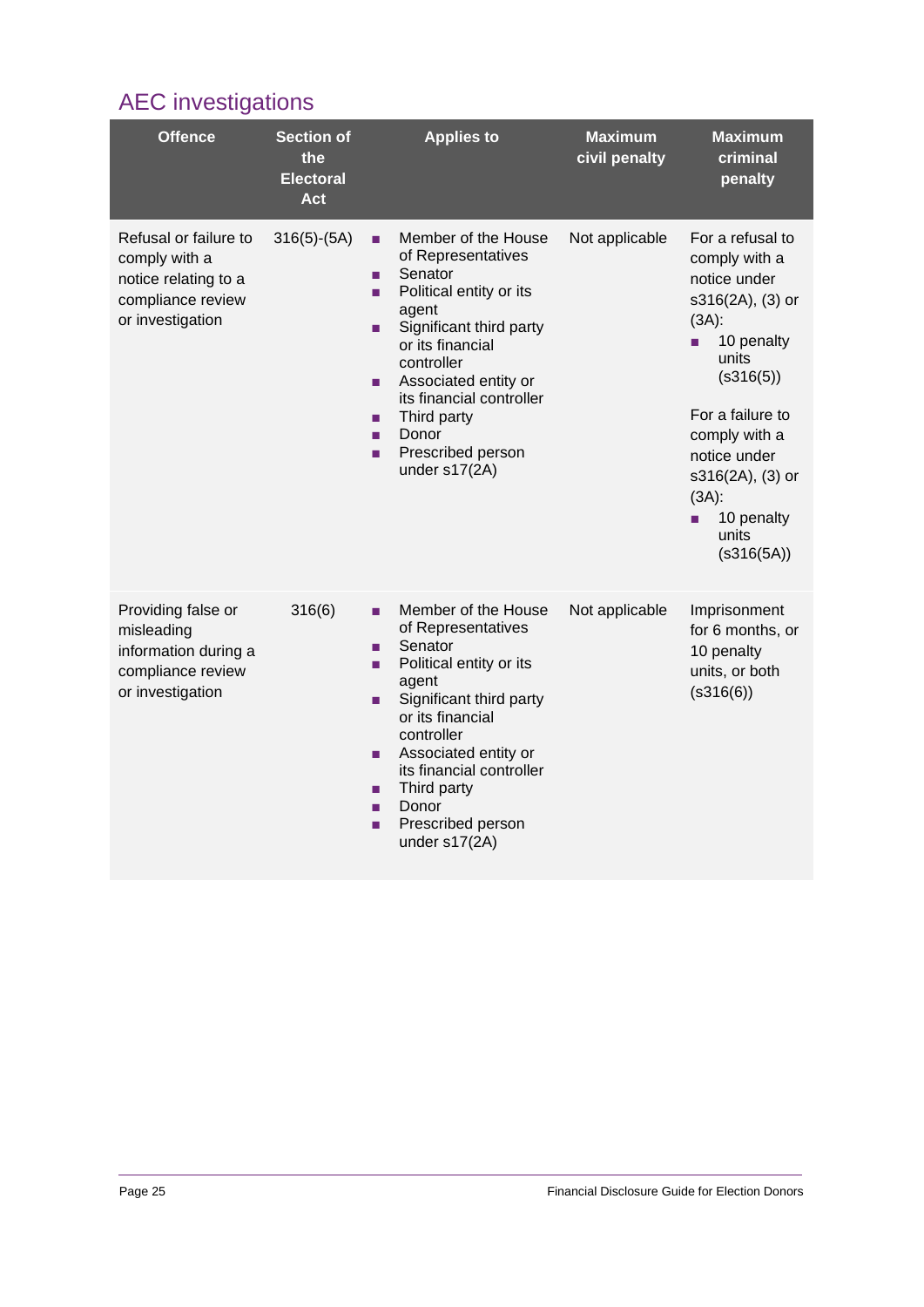## AEC investigations

| Offence | Section of the Electoral Act | Applies to | Maximum civil penalty | Maximum criminal penalty |
|---|---|---|---|---|
| Refusal or failure to comply with a notice relating to a compliance review or investigation | 316(5)-(5A) | <ul><li>Member of the House of Representatives</li><li>Senator</li><li>Political entity or its agent</li><li>Significant third party or its financial controller</li><li>Associated entity or its financial controller</li><li>Third party</li><li>Donor</li><li>Prescribed person under s17(2A)</li></ul> | Not applicable | For a refusal to comply with a notice under s316(2A), (3) or (3A):<ul><li>10 penalty units (s316(5))</li></ul>For a failure to comply with a notice under s316(2A), (3) or (3A):<ul><li>10 penalty units (s316(5A))</li></ul> |
| Providing false or misleading information during a compliance review or investigation | 316(6) | <ul><li>Member of the House of Representatives</li><li>Senator</li><li>Political entity or its agent</li><li>Significant third party or its financial controller</li><li>Associated entity or its financial controller</li><li>Third party</li><li>Donor</li><li>Prescribed person under s17(2A)</li></ul> | Not applicable | Imprisonment for 6 months, or 10 penalty units, or both (s316(6)) |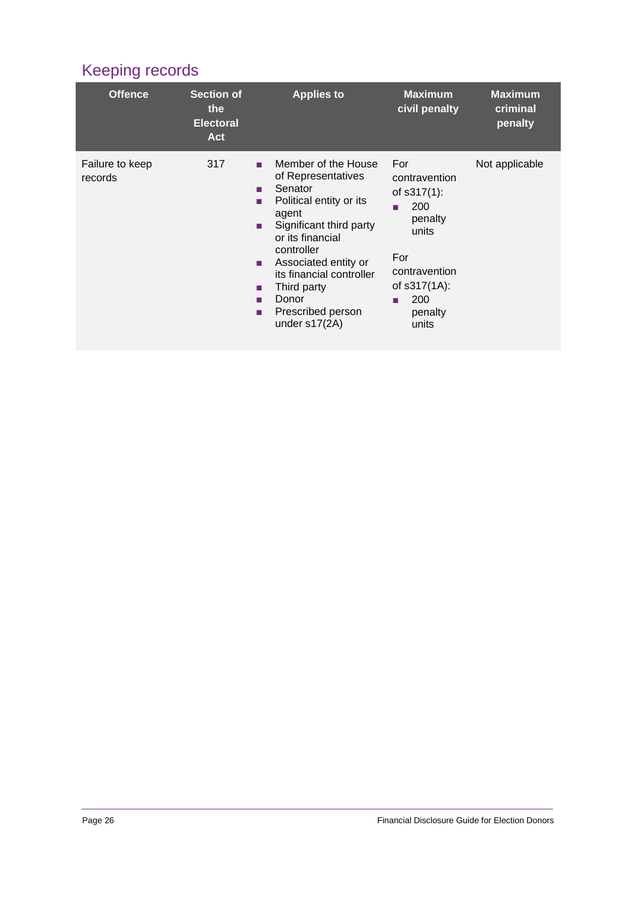## Keeping records

| Offence | Section of the Electoral Act | Applies to | Maximum civil penalty | Maximum criminal penalty |
| --- | --- | --- | --- | --- |
| Failure to keep records | 317 | <ul><li>Member of the House of Representatives</li><li>Senator</li><li>Political entity or its agent</li><li>Significant third party or its financial controller</li><li>Associated entity or its financial controller</li><li>Third party</li><li>Donor</li><li>Prescribed person under s17(2A)</li></ul> | For contravention of s317(1): <ul><li>200 penalty units</li></ul> For contravention of s317(1A): <ul><li>200 penalty units</li></ul> | Not applicable |